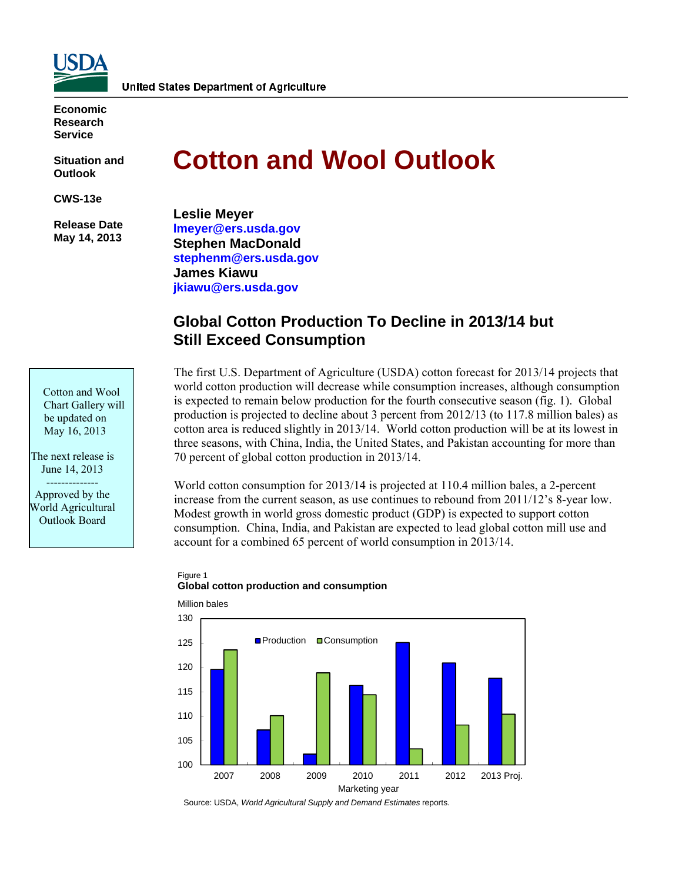United States Department of Agriculture

**Economic Research Service**

**Situation and Outlook**

**CWS-13e**

**Release Date May 14, 2013**

# Cotton and Wool Outlook

**Leslie Meyer**
**lmeyer@ers.usda.gov**
**Stephen MacDonald**
**stephenm@ers.usda.gov**
**James Kiawu**
**jkiawu@ers.usda.gov**

## Global Cotton Production To Decline in 2013/14 but Still Exceed Consumption

Cotton and Wool Chart Gallery will be updated on May 16, 2013

The next release is June 14, 2013

--------------

Approved by the World Agricultural Outlook Board

The first U.S. Department of Agriculture (USDA) cotton forecast for 2013/14 projects that world cotton production will decrease while consumption increases, although consumption is expected to remain below production for the fourth consecutive season (fig. 1). Global production is projected to decline about 3 percent from 2012/13 (to 117.8 million bales) as cotton area is reduced slightly in 2013/14. World cotton production will be at its lowest in three seasons, with China, India, the United States, and Pakistan accounting for more than 70 percent of global cotton production in 2013/14.

World cotton consumption for 2013/14 is projected at 110.4 million bales, a 2-percent increase from the current season, as use continues to rebound from 2011/12's 8-year low. Modest growth in world gross domestic product (GDP) is expected to support cotton consumption. China, India, and Pakistan are expected to lead global cotton mill use and account for a combined 65 percent of world consumption in 2013/14.

Figure 1
**Global cotton production and consumption**

Million bales

| Marketing year | Production | Consumption |
|---|---|---|
| 2007 | 119.6 | 123.6 |
| 2008 | 107.1 | 110.1 |
| 2009 | 102.3 | 118.8 |
| 2010 | 116.3 | 114.4 |
| 2011 | 125.0 | 103.3 |
| 2012 | 120.8 | 108.2 |
| 2013 Proj. | 117.8 | 110.4 |

Source: USDA, *World Agricultural Supply and Demand Estimates* reports.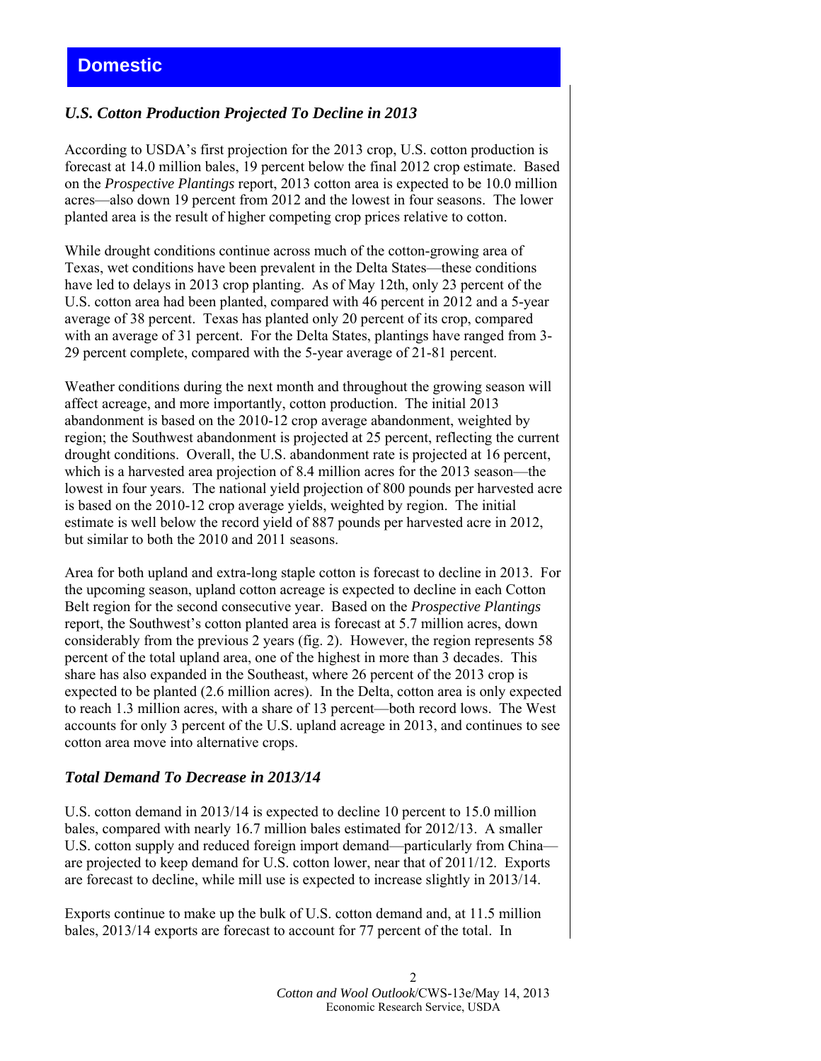# Domestic

## *U.S. Cotton Production Projected To Decline in 2013*

According to USDA's first projection for the 2013 crop, U.S. cotton production is forecast at 14.0 million bales, 19 percent below the final 2012 crop estimate. Based on the *Prospective Plantings* report, 2013 cotton area is expected to be 10.0 million acres—also down 19 percent from 2012 and the lowest in four seasons. The lower planted area is the result of higher competing crop prices relative to cotton.

While drought conditions continue across much of the cotton-growing area of Texas, wet conditions have been prevalent in the Delta States—these conditions have led to delays in 2013 crop planting. As of May 12th, only 23 percent of the U.S. cotton area had been planted, compared with 46 percent in 2012 and a 5-year average of 38 percent. Texas has planted only 20 percent of its crop, compared with an average of 31 percent. For the Delta States, plantings have ranged from 3-29 percent complete, compared with the 5-year average of 21-81 percent.

Weather conditions during the next month and throughout the growing season will affect acreage, and more importantly, cotton production. The initial 2013 abandonment is based on the 2010-12 crop average abandonment, weighted by region; the Southwest abandonment is projected at 25 percent, reflecting the current drought conditions. Overall, the U.S. abandonment rate is projected at 16 percent, which is a harvested area projection of 8.4 million acres for the 2013 season—the lowest in four years. The national yield projection of 800 pounds per harvested acre is based on the 2010-12 crop average yields, weighted by region. The initial estimate is well below the record yield of 887 pounds per harvested acre in 2012, but similar to both the 2010 and 2011 seasons.

Area for both upland and extra-long staple cotton is forecast to decline in 2013. For the upcoming season, upland cotton acreage is expected to decline in each Cotton Belt region for the second consecutive year. Based on the *Prospective Plantings* report, the Southwest's cotton planted area is forecast at 5.7 million acres, down considerably from the previous 2 years (fig. 2). However, the region represents 58 percent of the total upland area, one of the highest in more than 3 decades. This share has also expanded in the Southeast, where 26 percent of the 2013 crop is expected to be planted (2.6 million acres). In the Delta, cotton area is only expected to reach 1.3 million acres, with a share of 13 percent—both record lows. The West accounts for only 3 percent of the U.S. upland acreage in 2013, and continues to see cotton area move into alternative crops.

## *Total Demand To Decrease in 2013/14*

U.S. cotton demand in 2013/14 is expected to decline 10 percent to 15.0 million bales, compared with nearly 16.7 million bales estimated for 2012/13. A smaller U.S. cotton supply and reduced foreign import demand—particularly from China—are projected to keep demand for U.S. cotton lower, near that of 2011/12. Exports are forecast to decline, while mill use is expected to increase slightly in 2013/14.

Exports continue to make up the bulk of U.S. cotton demand and, at 11.5 million bales, 2013/14 exports are forecast to account for 77 percent of the total. In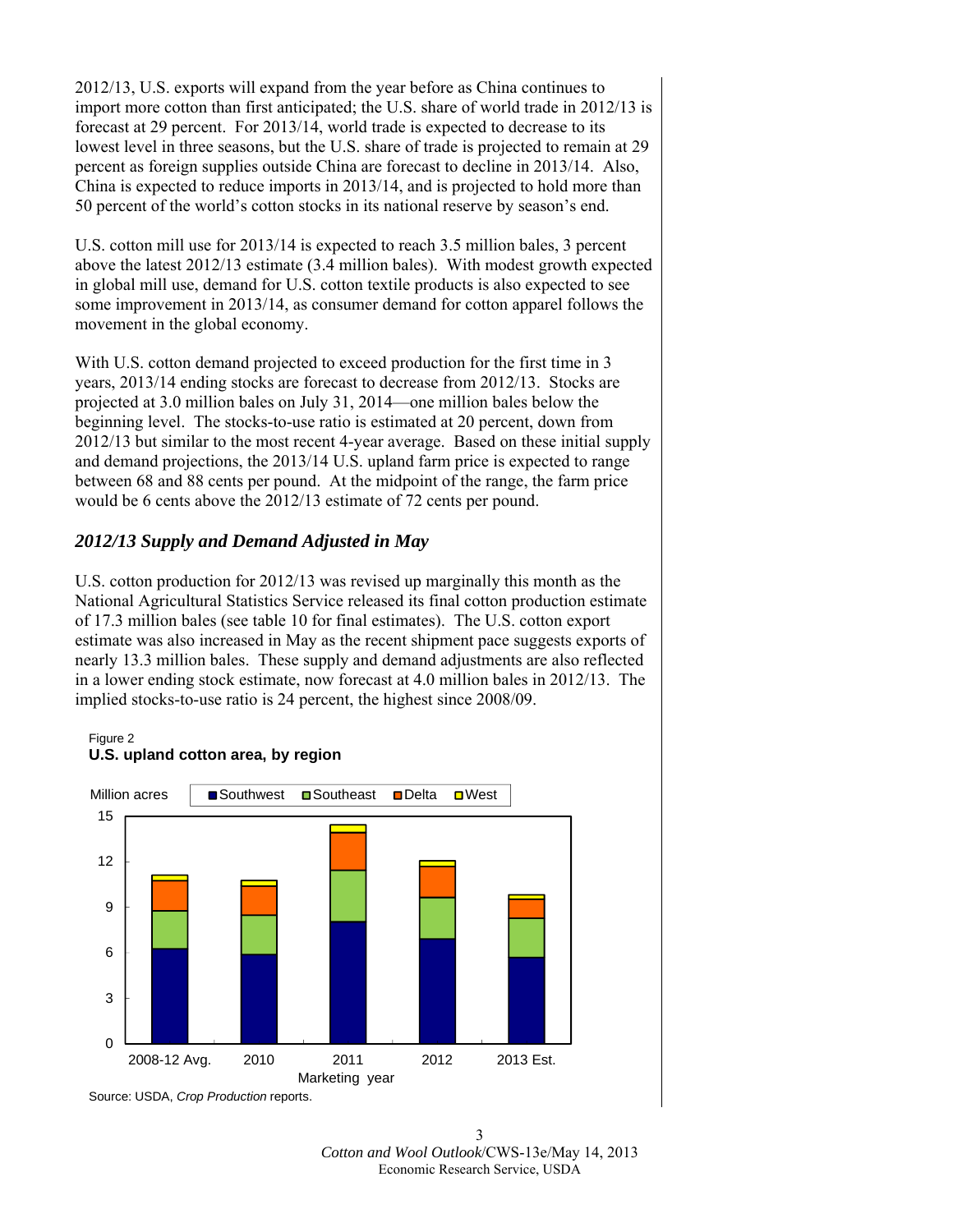2012/13, U.S. exports will expand from the year before as China continues to import more cotton than first anticipated; the U.S. share of world trade in 2012/13 is forecast at 29 percent. For 2013/14, world trade is expected to decrease to its lowest level in three seasons, but the U.S. share of trade is projected to remain at 29 percent as foreign supplies outside China are forecast to decline in 2013/14. Also, China is expected to reduce imports in 2013/14, and is projected to hold more than 50 percent of the world's cotton stocks in its national reserve by season's end.

U.S. cotton mill use for 2013/14 is expected to reach 3.5 million bales, 3 percent above the latest 2012/13 estimate (3.4 million bales). With modest growth expected in global mill use, demand for U.S. cotton textile products is also expected to see some improvement in 2013/14, as consumer demand for cotton apparel follows the movement in the global economy.

With U.S. cotton demand projected to exceed production for the first time in 3 years, 2013/14 ending stocks are forecast to decrease from 2012/13. Stocks are projected at 3.0 million bales on July 31, 2014—one million bales below the beginning level. The stocks-to-use ratio is estimated at 20 percent, down from 2012/13 but similar to the most recent 4-year average. Based on these initial supply and demand projections, the 2013/14 U.S. upland farm price is expected to range between 68 and 88 cents per pound. At the midpoint of the range, the farm price would be 6 cents above the 2012/13 estimate of 72 cents per pound.

### *2012/13 Supply and Demand Adjusted in May*

U.S. cotton production for 2012/13 was revised up marginally this month as the National Agricultural Statistics Service released its final cotton production estimate of 17.3 million bales (see table 10 for final estimates). The U.S. cotton export estimate was also increased in May as the recent shipment pace suggests exports of nearly 13.3 million bales. These supply and demand adjustments are also reflected in a lower ending stock estimate, now forecast at 4.0 million bales in 2012/13. The implied stocks-to-use ratio is 24 percent, the highest since 2008/09.

Figure 2
**U.S. upland cotton area, by region**

Source: USDA, *Crop Production* reports.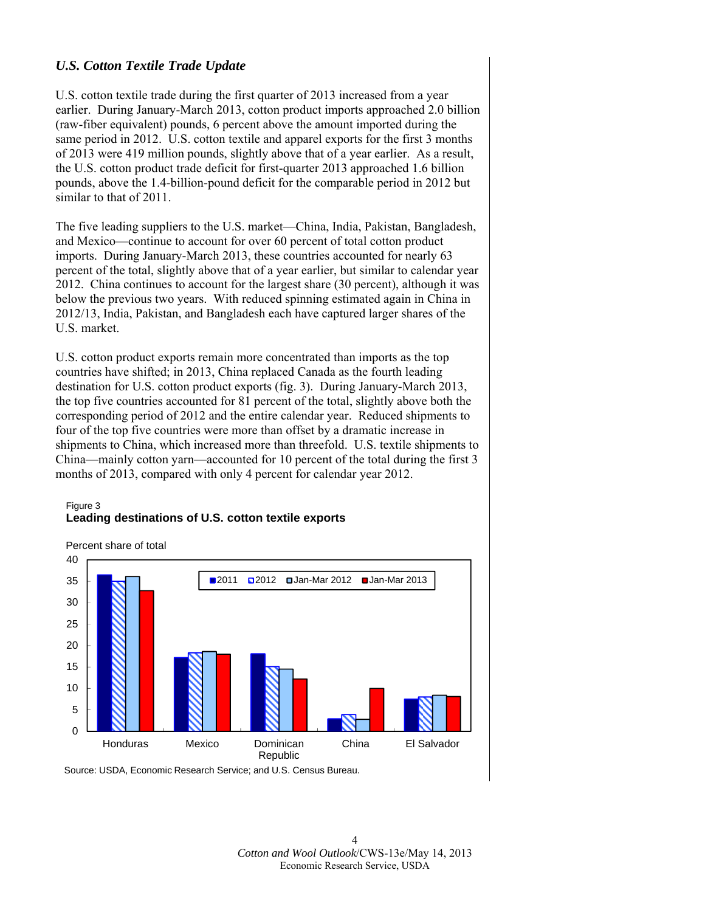## *U.S. Cotton Textile Trade Update*

U.S. cotton textile trade during the first quarter of 2013 increased from a year earlier. During January-March 2013, cotton product imports approached 2.0 billion (raw-fiber equivalent) pounds, 6 percent above the amount imported during the same period in 2012. U.S. cotton textile and apparel exports for the first 3 months of 2013 were 419 million pounds, slightly above that of a year earlier. As a result, the U.S. cotton product trade deficit for first-quarter 2013 approached 1.6 billion pounds, above the 1.4-billion-pound deficit for the comparable period in 2012 but similar to that of 2011.

The five leading suppliers to the U.S. market—China, India, Pakistan, Bangladesh, and Mexico—continue to account for over 60 percent of total cotton product imports. During January-March 2013, these countries accounted for nearly 63 percent of the total, slightly above that of a year earlier, but similar to calendar year 2012. China continues to account for the largest share (30 percent), although it was below the previous two years. With reduced spinning estimated again in China in 2012/13, India, Pakistan, and Bangladesh each have captured larger shares of the U.S. market.

U.S. cotton product exports remain more concentrated than imports as the top countries have shifted; in 2013, China replaced Canada as the fourth leading destination for U.S. cotton product exports (fig. 3). During January-March 2013, the top five countries accounted for 81 percent of the total, slightly above both the corresponding period of 2012 and the entire calendar year. Reduced shipments to four of the top five countries were more than offset by a dramatic increase in shipments to China, which increased more than threefold. U.S. textile shipments to China—mainly cotton yarn—accounted for 10 percent of the total during the first 3 months of 2013, compared with only 4 percent for calendar year 2012.

Figure 3
**Leading destinations of U.S. cotton textile exports**

Percent share of total

| | 2011 | 2012 | Jan-Mar 2012 | Jan-Mar 2013 |
|---|---|---|---|---|
| Honduras | 36.5 | 35 | 36 | 33 |
| Mexico | 17 | 18.5 | 18.5 | 18 |
| Dominican Republic | 18 | 15 | 14.5 | 12 |
| China | 3 | 4 | 3 | 10 |
| El Salvador | 7.5 | 8 | 8.5 | 8 |

Source: USDA, Economic Research Service; and U.S. Census Bureau.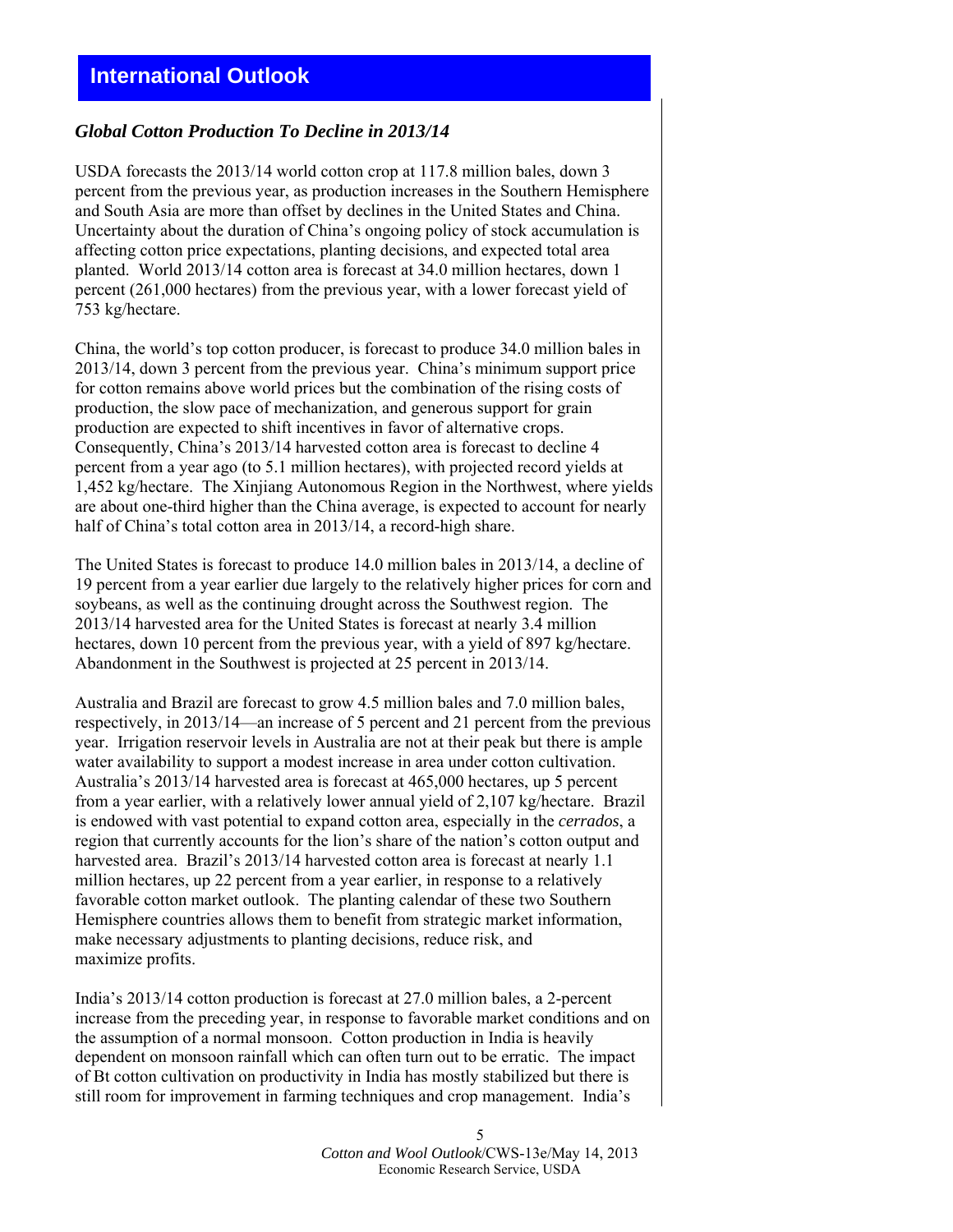# International Outlook

### *Global Cotton Production To Decline in 2013/14*

USDA forecasts the 2013/14 world cotton crop at 117.8 million bales, down 3 percent from the previous year, as production increases in the Southern Hemisphere and South Asia are more than offset by declines in the United States and China. Uncertainty about the duration of China's ongoing policy of stock accumulation is affecting cotton price expectations, planting decisions, and expected total area planted. World 2013/14 cotton area is forecast at 34.0 million hectares, down 1 percent (261,000 hectares) from the previous year, with a lower forecast yield of 753 kg/hectare.

China, the world's top cotton producer, is forecast to produce 34.0 million bales in 2013/14, down 3 percent from the previous year. China's minimum support price for cotton remains above world prices but the combination of the rising costs of production, the slow pace of mechanization, and generous support for grain production are expected to shift incentives in favor of alternative crops. Consequently, China's 2013/14 harvested cotton area is forecast to decline 4 percent from a year ago (to 5.1 million hectares), with projected record yields at 1,452 kg/hectare. The Xinjiang Autonomous Region in the Northwest, where yields are about one-third higher than the China average, is expected to account for nearly half of China's total cotton area in 2013/14, a record-high share.

The United States is forecast to produce 14.0 million bales in 2013/14, a decline of 19 percent from a year earlier due largely to the relatively higher prices for corn and soybeans, as well as the continuing drought across the Southwest region. The 2013/14 harvested area for the United States is forecast at nearly 3.4 million hectares, down 10 percent from the previous year, with a yield of 897 kg/hectare. Abandonment in the Southwest is projected at 25 percent in 2013/14.

Australia and Brazil are forecast to grow 4.5 million bales and 7.0 million bales, respectively, in 2013/14—an increase of 5 percent and 21 percent from the previous year. Irrigation reservoir levels in Australia are not at their peak but there is ample water availability to support a modest increase in area under cotton cultivation. Australia's 2013/14 harvested area is forecast at 465,000 hectares, up 5 percent from a year earlier, with a relatively lower annual yield of 2,107 kg/hectare. Brazil is endowed with vast potential to expand cotton area, especially in the *cerrados*, a region that currently accounts for the lion's share of the nation's cotton output and harvested area. Brazil's 2013/14 harvested cotton area is forecast at nearly 1.1 million hectares, up 22 percent from a year earlier, in response to a relatively favorable cotton market outlook. The planting calendar of these two Southern Hemisphere countries allows them to benefit from strategic market information, make necessary adjustments to planting decisions, reduce risk, and maximize profits.

India's 2013/14 cotton production is forecast at 27.0 million bales, a 2-percent increase from the preceding year, in response to favorable market conditions and on the assumption of a normal monsoon. Cotton production in India is heavily dependent on monsoon rainfall which can often turn out to be erratic. The impact of Bt cotton cultivation on productivity in India has mostly stabilized but there is still room for improvement in farming techniques and crop management. India's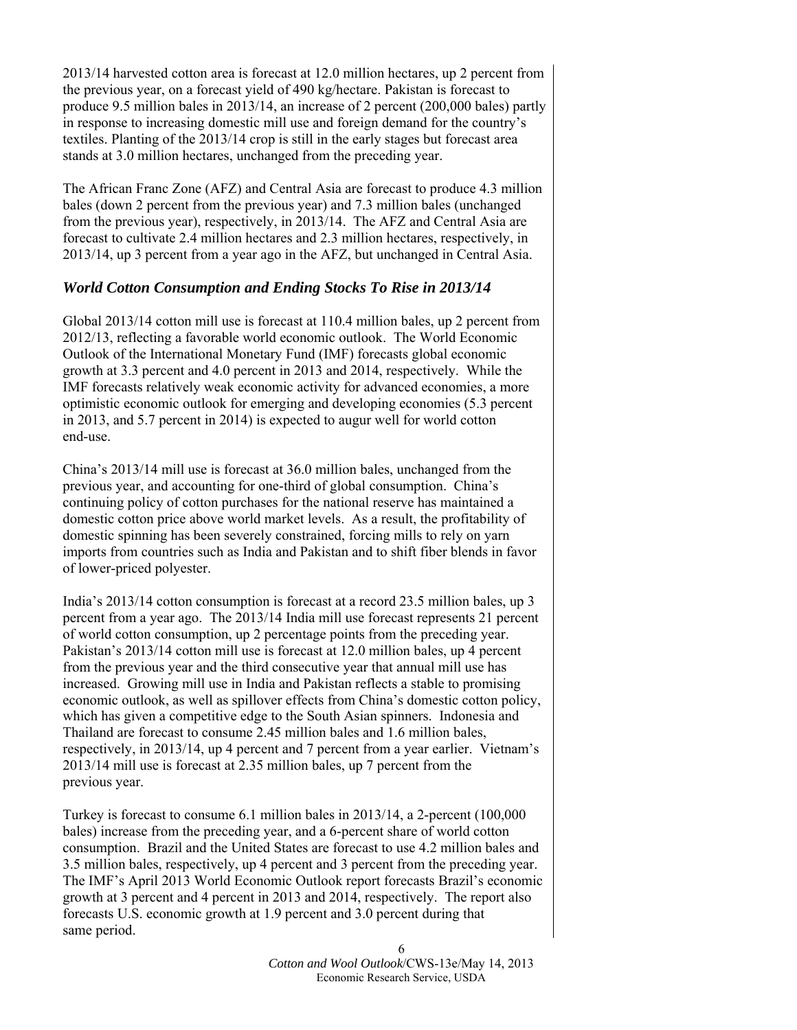2013/14 harvested cotton area is forecast at 12.0 million hectares, up 2 percent from the previous year, on a forecast yield of 490 kg/hectare. Pakistan is forecast to produce 9.5 million bales in 2013/14, an increase of 2 percent (200,000 bales) partly in response to increasing domestic mill use and foreign demand for the country's textiles. Planting of the 2013/14 crop is still in the early stages but forecast area stands at 3.0 million hectares, unchanged from the preceding year.

The African Franc Zone (AFZ) and Central Asia are forecast to produce 4.3 million bales (down 2 percent from the previous year) and 7.3 million bales (unchanged from the previous year), respectively, in 2013/14. The AFZ and Central Asia are forecast to cultivate 2.4 million hectares and 2.3 million hectares, respectively, in 2013/14, up 3 percent from a year ago in the AFZ, but unchanged in Central Asia.

## *World Cotton Consumption and Ending Stocks To Rise in 2013/14*

Global 2013/14 cotton mill use is forecast at 110.4 million bales, up 2 percent from 2012/13, reflecting a favorable world economic outlook. The World Economic Outlook of the International Monetary Fund (IMF) forecasts global economic growth at 3.3 percent and 4.0 percent in 2013 and 2014, respectively. While the IMF forecasts relatively weak economic activity for advanced economies, a more optimistic economic outlook for emerging and developing economies (5.3 percent in 2013, and 5.7 percent in 2014) is expected to augur well for world cotton end-use.

China's 2013/14 mill use is forecast at 36.0 million bales, unchanged from the previous year, and accounting for one-third of global consumption. China's continuing policy of cotton purchases for the national reserve has maintained a domestic cotton price above world market levels. As a result, the profitability of domestic spinning has been severely constrained, forcing mills to rely on yarn imports from countries such as India and Pakistan and to shift fiber blends in favor of lower-priced polyester.

India's 2013/14 cotton consumption is forecast at a record 23.5 million bales, up 3 percent from a year ago. The 2013/14 India mill use forecast represents 21 percent of world cotton consumption, up 2 percentage points from the preceding year. Pakistan's 2013/14 cotton mill use is forecast at 12.0 million bales, up 4 percent from the previous year and the third consecutive year that annual mill use has increased. Growing mill use in India and Pakistan reflects a stable to promising economic outlook, as well as spillover effects from China's domestic cotton policy, which has given a competitive edge to the South Asian spinners. Indonesia and Thailand are forecast to consume 2.45 million bales and 1.6 million bales, respectively, in 2013/14, up 4 percent and 7 percent from a year earlier. Vietnam's 2013/14 mill use is forecast at 2.35 million bales, up 7 percent from the previous year.

Turkey is forecast to consume 6.1 million bales in 2013/14, a 2-percent (100,000 bales) increase from the preceding year, and a 6-percent share of world cotton consumption. Brazil and the United States are forecast to use 4.2 million bales and 3.5 million bales, respectively, up 4 percent and 3 percent from the preceding year. The IMF's April 2013 World Economic Outlook report forecasts Brazil's economic growth at 3 percent and 4 percent in 2013 and 2014, respectively. The report also forecasts U.S. economic growth at 1.9 percent and 3.0 percent during that same period.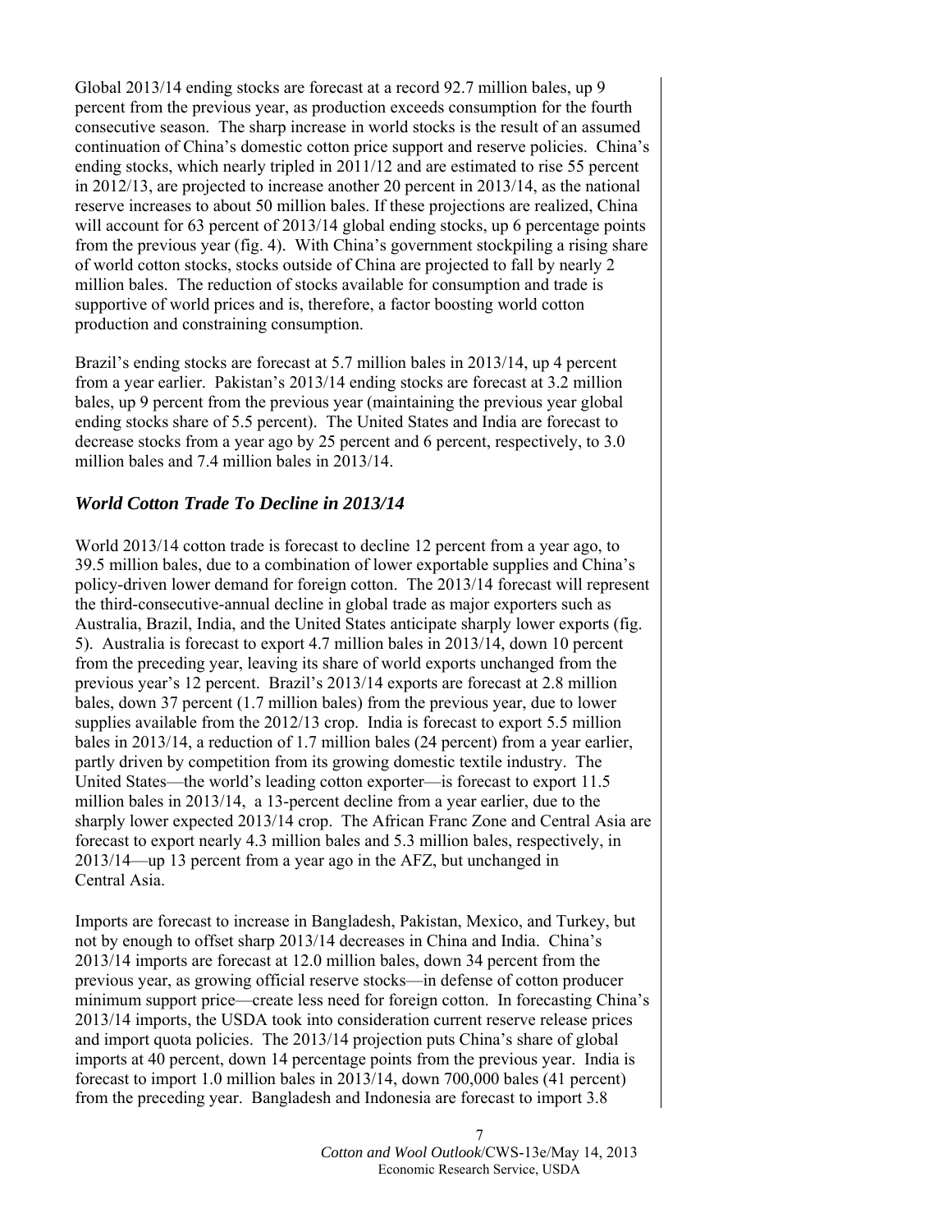Global 2013/14 ending stocks are forecast at a record 92.7 million bales, up 9 percent from the previous year, as production exceeds consumption for the fourth consecutive season. The sharp increase in world stocks is the result of an assumed continuation of China's domestic cotton price support and reserve policies. China's ending stocks, which nearly tripled in 2011/12 and are estimated to rise 55 percent in 2012/13, are projected to increase another 20 percent in 2013/14, as the national reserve increases to about 50 million bales. If these projections are realized, China will account for 63 percent of 2013/14 global ending stocks, up 6 percentage points from the previous year (fig. 4). With China's government stockpiling a rising share of world cotton stocks, stocks outside of China are projected to fall by nearly 2 million bales. The reduction of stocks available for consumption and trade is supportive of world prices and is, therefore, a factor boosting world cotton production and constraining consumption.

Brazil's ending stocks are forecast at 5.7 million bales in 2013/14, up 4 percent from a year earlier. Pakistan's 2013/14 ending stocks are forecast at 3.2 million bales, up 9 percent from the previous year (maintaining the previous year global ending stocks share of 5.5 percent). The United States and India are forecast to decrease stocks from a year ago by 25 percent and 6 percent, respectively, to 3.0 million bales and 7.4 million bales in 2013/14.

## *World Cotton Trade To Decline in 2013/14*

World 2013/14 cotton trade is forecast to decline 12 percent from a year ago, to 39.5 million bales, due to a combination of lower exportable supplies and China's policy-driven lower demand for foreign cotton. The 2013/14 forecast will represent the third-consecutive-annual decline in global trade as major exporters such as Australia, Brazil, India, and the United States anticipate sharply lower exports (fig. 5). Australia is forecast to export 4.7 million bales in 2013/14, down 10 percent from the preceding year, leaving its share of world exports unchanged from the previous year's 12 percent. Brazil's 2013/14 exports are forecast at 2.8 million bales, down 37 percent (1.7 million bales) from the previous year, due to lower supplies available from the 2012/13 crop. India is forecast to export 5.5 million bales in 2013/14, a reduction of 1.7 million bales (24 percent) from a year earlier, partly driven by competition from its growing domestic textile industry. The United States—the world's leading cotton exporter—is forecast to export 11.5 million bales in 2013/14, a 13-percent decline from a year earlier, due to the sharply lower expected 2013/14 crop. The African Franc Zone and Central Asia are forecast to export nearly 4.3 million bales and 5.3 million bales, respectively, in 2013/14—up 13 percent from a year ago in the AFZ, but unchanged in Central Asia.

Imports are forecast to increase in Bangladesh, Pakistan, Mexico, and Turkey, but not by enough to offset sharp 2013/14 decreases in China and India. China's 2013/14 imports are forecast at 12.0 million bales, down 34 percent from the previous year, as growing official reserve stocks—in defense of cotton producer minimum support price—create less need for foreign cotton. In forecasting China's 2013/14 imports, the USDA took into consideration current reserve release prices and import quota policies. The 2013/14 projection puts China's share of global imports at 40 percent, down 14 percentage points from the previous year. India is forecast to import 1.0 million bales in 2013/14, down 700,000 bales (41 percent) from the preceding year. Bangladesh and Indonesia are forecast to import 3.8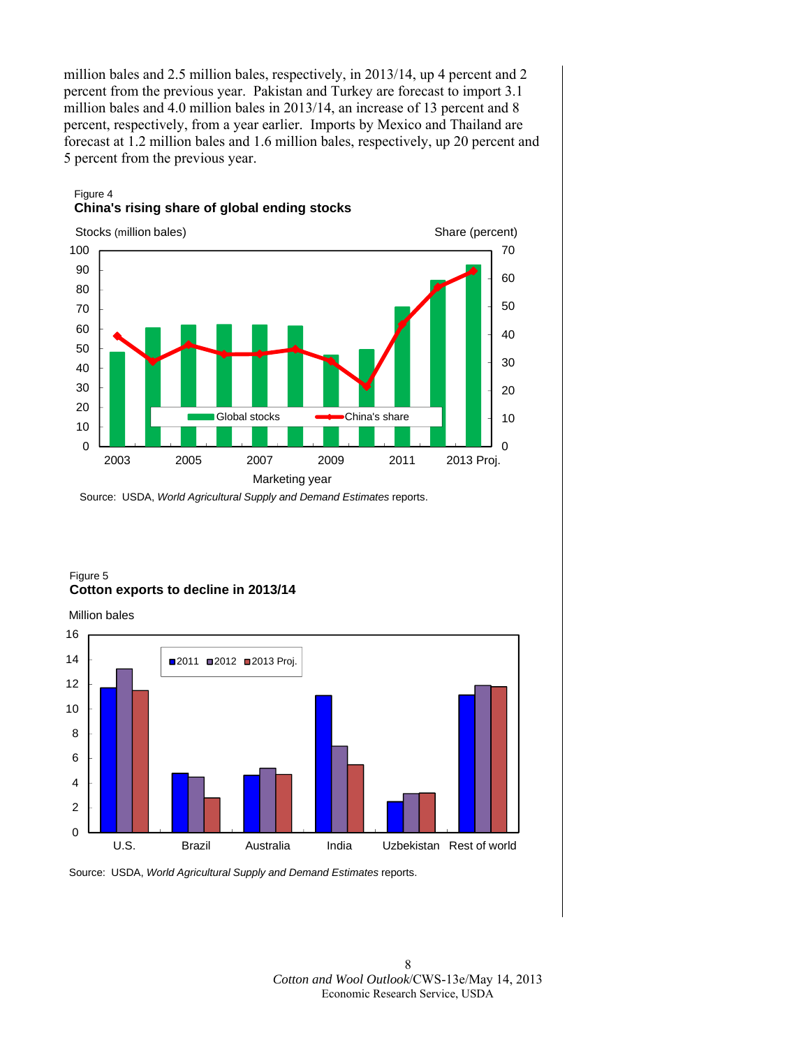million bales and 2.5 million bales, respectively, in 2013/14, up 4 percent and 2 percent from the previous year. Pakistan and Turkey are forecast to import 3.1 million bales and 4.0 million bales in 2013/14, an increase of 13 percent and 8 percent, respectively, from a year earlier. Imports by Mexico and Thailand are forecast at 1.2 million bales and 1.6 million bales, respectively, up 20 percent and 5 percent from the previous year.

Figure 4
**China's rising share of global ending stocks**

Source: USDA, *World Agricultural Supply and Demand Estimates* reports.

Figure 5
**Cotton exports to decline in 2013/14**

Source: USDA, *World Agricultural Supply and Demand Estimates* reports.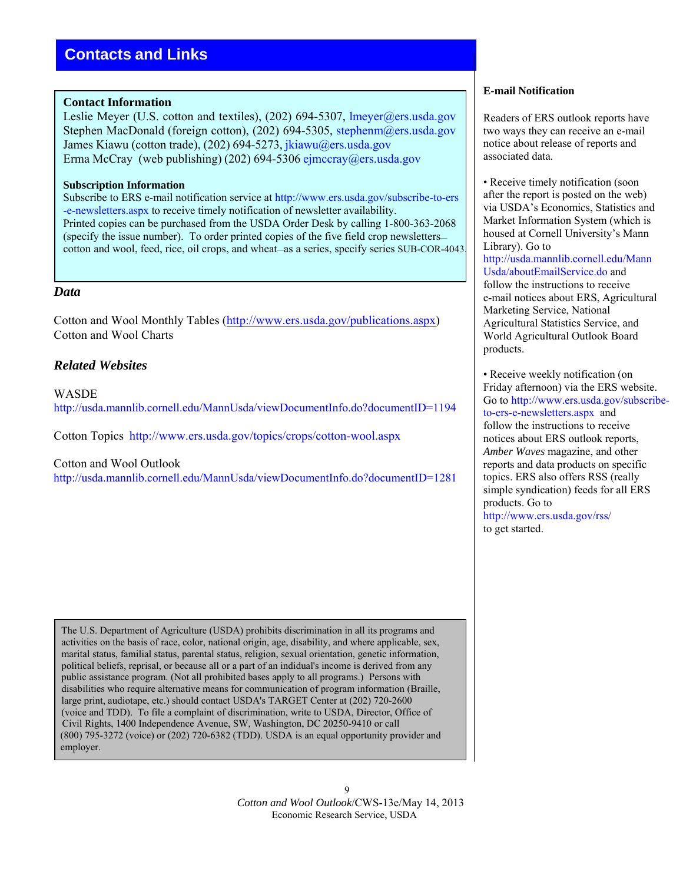## Contacts and Links

### Contact Information

Leslie Meyer (U.S. cotton and textiles), (202) 694-5307, lmeyer@ers.usda.gov
Stephen MacDonald (foreign cotton), (202) 694-5305, stephenm@ers.usda.gov
James Kiawu (cotton trade), (202) 694-5273, jkiawu@ers.usda.gov
Erma McCray (web publishing) (202) 694-5306 ejmccray@ers.usda.gov

### Subscription Information

Subscribe to ERS e-mail notification service at http://www.ers.usda.gov/subscribe-to-ers-e-newsletters.aspx to receive timely notification of newsletter availability.
Printed copies can be purchased from the USDA Order Desk by calling 1-800-363-2068 (specify the issue number). To order printed copies of the five field crop newsletters—cotton and wool, feed, rice, oil crops, and wheat—as a series, specify series SUB-COR-4043.

### *Data*

Cotton and Wool Monthly Tables (http://www.ers.usda.gov/publications.aspx)
Cotton and Wool Charts

### *Related Websites*

WASDE
http://usda.mannlib.cornell.edu/MannUsda/viewDocumentInfo.do?documentID=1194

Cotton Topics http://www.ers.usda.gov/topics/crops/cotton-wool.aspx

Cotton and Wool Outlook
http://usda.mannlib.cornell.edu/MannUsda/viewDocumentInfo.do?documentID=1281

### E-mail Notification

Readers of ERS outlook reports have two ways they can receive an e-mail notice about release of reports and associated data.

- Receive timely notification (soon after the report is posted on the web) via USDA's Economics, Statistics and Market Information System (which is housed at Cornell University's Mann Library). Go to http://usda.mannlib.cornell.edu/MannUsda/aboutEmailService.do and follow the instructions to receive e-mail notices about ERS, Agricultural Marketing Service, National Agricultural Statistics Service, and World Agricultural Outlook Board products.

- Receive weekly notification (on Friday afternoon) via the ERS website. Go to http://www.ers.usda.gov/subscribe-to-ers-e-newsletters.aspx and follow the instructions to receive notices about ERS outlook reports, *Amber Waves* magazine, and other reports and data products on specific topics. ERS also offers RSS (really simple syndication) feeds for all ERS products. Go to http://www.ers.usda.gov/rss/ to get started.

The U.S. Department of Agriculture (USDA) prohibits discrimination in all its programs and activities on the basis of race, color, national origin, age, disability, and where applicable, sex, marital status, familial status, parental status, religion, sexual orientation, genetic information, political beliefs, reprisal, or because all or a part of an indidual's income is derived from any public assistance program. (Not all prohibited bases apply to all programs.) Persons with disabilities who require alternative means for communication of program information (Braille, large print, audiotape, etc.) should contact USDA's TARGET Center at (202) 720-2600 (voice and TDD). To file a complaint of discrimination, write to USDA, Director, Office of Civil Rights, 1400 Independence Avenue, SW, Washington, DC 20250-9410 or call (800) 795-3272 (voice) or (202) 720-6382 (TDD). USDA is an equal opportunity provider and employer.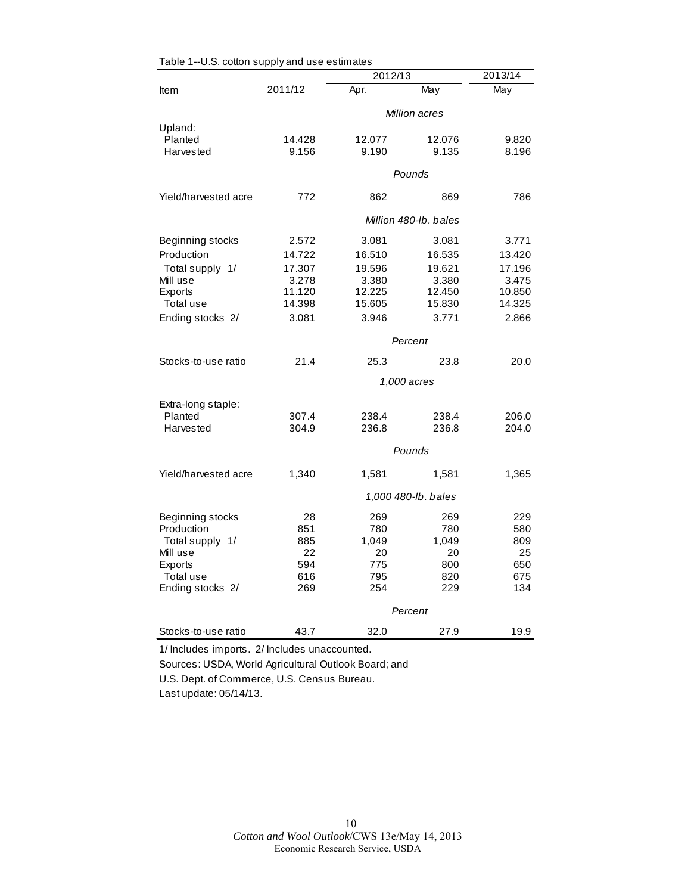Table 1--U.S. cotton supply and use estimates

| Item | 2011/12 | 2012/13 Apr. | 2012/13 May | 2013/14 May |
|---|---|---|---|---|
| | | *Million acres* | | |
| Upland: | | | | |
| Planted | 14.428 | 12.077 | 12.076 | 9.820 |
| Harvested | 9.156 | 9.190 | 9.135 | 8.196 |
| | | *Pounds* | | |
| Yield/harvested acre | 772 | 862 | 869 | 786 |
| | | *Million 480-lb. bales* | | |
| Beginning stocks | 2.572 | 3.081 | 3.081 | 3.771 |
| Production | 14.722 | 16.510 | 16.535 | 13.420 |
| Total supply 1/ | 17.307 | 19.596 | 19.621 | 17.196 |
| Mill use | 3.278 | 3.380 | 3.380 | 3.475 |
| Exports | 11.120 | 12.225 | 12.450 | 10.850 |
| Total use | 14.398 | 15.605 | 15.830 | 14.325 |
| Ending stocks 2/ | 3.081 | 3.946 | 3.771 | 2.866 |
| | | *Percent* | | |
| Stocks-to-use ratio | 21.4 | 25.3 | 23.8 | 20.0 |
| | | *1,000 acres* | | |
| Extra-long staple: | | | | |
| Planted | 307.4 | 238.4 | 238.4 | 206.0 |
| Harvested | 304.9 | 236.8 | 236.8 | 204.0 |
| | | *Pounds* | | |
| Yield/harvested acre | 1,340 | 1,581 | 1,581 | 1,365 |
| | | *1,000 480-lb. bales* | | |
| Beginning stocks | 28 | 269 | 269 | 229 |
| Production | 851 | 780 | 780 | 580 |
| Total supply 1/ | 885 | 1,049 | 1,049 | 809 |
| Mill use | 22 | 20 | 20 | 25 |
| Exports | 594 | 775 | 800 | 650 |
| Total use | 616 | 795 | 820 | 675 |
| Ending stocks 2/ | 269 | 254 | 229 | 134 |
| | | *Percent* | | |
| Stocks-to-use ratio | 43.7 | 32.0 | 27.9 | 19.9 |

1/ Includes imports. 2/ Includes unaccounted.

Sources: USDA, World Agricultural Outlook Board; and

U.S. Dept. of Commerce, U.S. Census Bureau.

Last update: 05/14/13.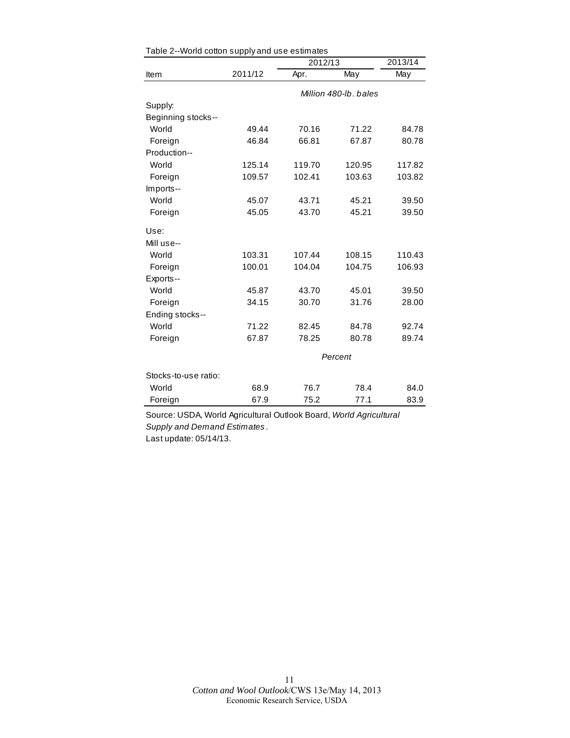Table 2--World cotton supply and use estimates

| Item | 2011/12 | 2012/13 | | 2013/14 |
|---|---|---|---|---|
| | | Apr. | May | May |
| | | *Million 480-lb. bales* | | |
| Supply: | | | | |
| Beginning stocks-- | | | | |
| World | 49.44 | 70.16 | 71.22 | 84.78 |
| Foreign | 46.84 | 66.81 | 67.87 | 80.78 |
| Production-- | | | | |
| World | 125.14 | 119.70 | 120.95 | 117.82 |
| Foreign | 109.57 | 102.41 | 103.63 | 103.82 |
| Imports-- | | | | |
| World | 45.07 | 43.71 | 45.21 | 39.50 |
| Foreign | 45.05 | 43.70 | 45.21 | 39.50 |
| Use: | | | | |
| Mill use-- | | | | |
| World | 103.31 | 107.44 | 108.15 | 110.43 |
| Foreign | 100.01 | 104.04 | 104.75 | 106.93 |
| Exports-- | | | | |
| World | 45.87 | 43.70 | 45.01 | 39.50 |
| Foreign | 34.15 | 30.70 | 31.76 | 28.00 |
| Ending stocks-- | | | | |
| World | 71.22 | 82.45 | 84.78 | 92.74 |
| Foreign | 67.87 | 78.25 | 80.78 | 89.74 |
| | | *Percent* | | |
| Stocks-to-use ratio: | | | | |
| World | 68.9 | 76.7 | 78.4 | 84.0 |
| Foreign | 67.9 | 75.2 | 77.1 | 83.9 |

Source: USDA, World Agricultural Outlook Board, *World Agricultural Supply and Demand Estimates*.
Last update: 05/14/13.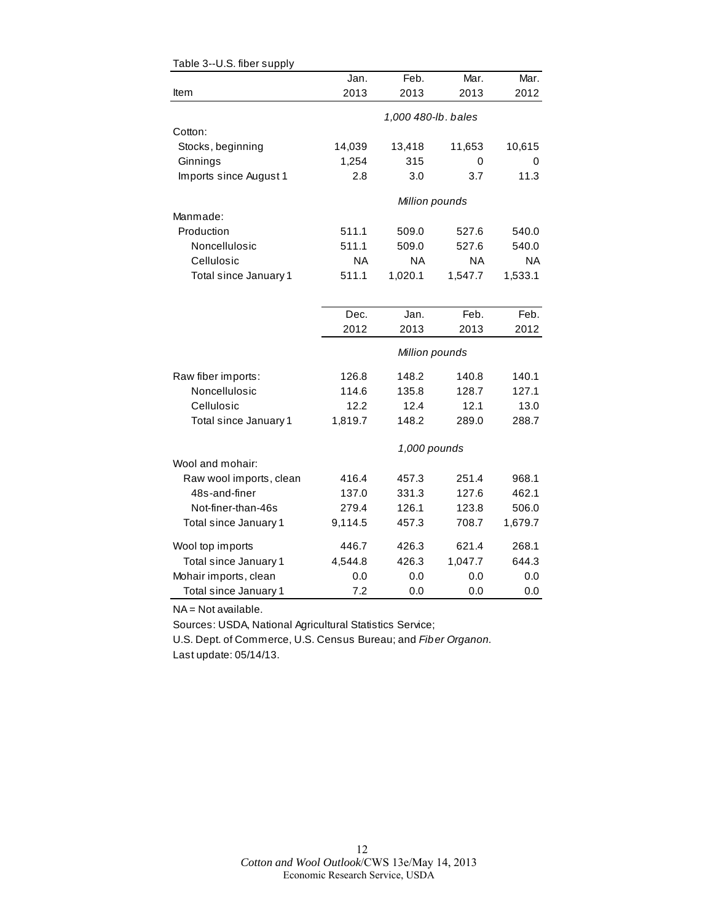Table 3--U.S. fiber supply

| Item | Jan. 2013 | Feb. 2013 | Mar. 2013 | Mar. 2012 |
|---|---|---|---|---|
| | *1,000 480-lb. bales* | | | |
| Cotton: | | | | |
| Stocks, beginning | 14,039 | 13,418 | 11,653 | 10,615 |
| Ginnings | 1,254 | 315 | 0 | 0 |
| Imports since August 1 | 2.8 | 3.0 | 3.7 | 11.3 |
| | *Million pounds* | | | |
| Manmade: | | | | |
| Production | 511.1 | 509.0 | 527.6 | 540.0 |
| Noncellulosic | 511.1 | 509.0 | 527.6 | 540.0 |
| Cellulosic | NA | NA | NA | NA |
| Total since January 1 | 511.1 | 1,020.1 | 1,547.7 | 1,533.1 |
| | **Dec. 2012** | **Jan. 2013** | **Feb. 2013** | **Feb. 2012** |
| | *Million pounds* | | | |
| Raw fiber imports: | 126.8 | 148.2 | 140.8 | 140.1 |
| Noncellulosic | 114.6 | 135.8 | 128.7 | 127.1 |
| Cellulosic | 12.2 | 12.4 | 12.1 | 13.0 |
| Total since January 1 | 1,819.7 | 148.2 | 289.0 | 288.7 |
| | *1,000 pounds* | | | |
| Wool and mohair: | | | | |
| Raw wool imports, clean | 416.4 | 457.3 | 251.4 | 968.1 |
| 48s-and-finer | 137.0 | 331.3 | 127.6 | 462.1 |
| Not-finer-than-46s | 279.4 | 126.1 | 123.8 | 506.0 |
| Total since January 1 | 9,114.5 | 457.3 | 708.7 | 1,679.7 |
| Wool top imports | 446.7 | 426.3 | 621.4 | 268.1 |
| Total since January 1 | 4,544.8 | 426.3 | 1,047.7 | 644.3 |
| Mohair imports, clean | 0.0 | 0.0 | 0.0 | 0.0 |
| Total since January 1 | 7.2 | 0.0 | 0.0 | 0.0 |

NA = Not available.

Sources: USDA, National Agricultural Statistics Service;

U.S. Dept. of Commerce, U.S. Census Bureau; and *Fiber Organon.*

Last update: 05/14/13.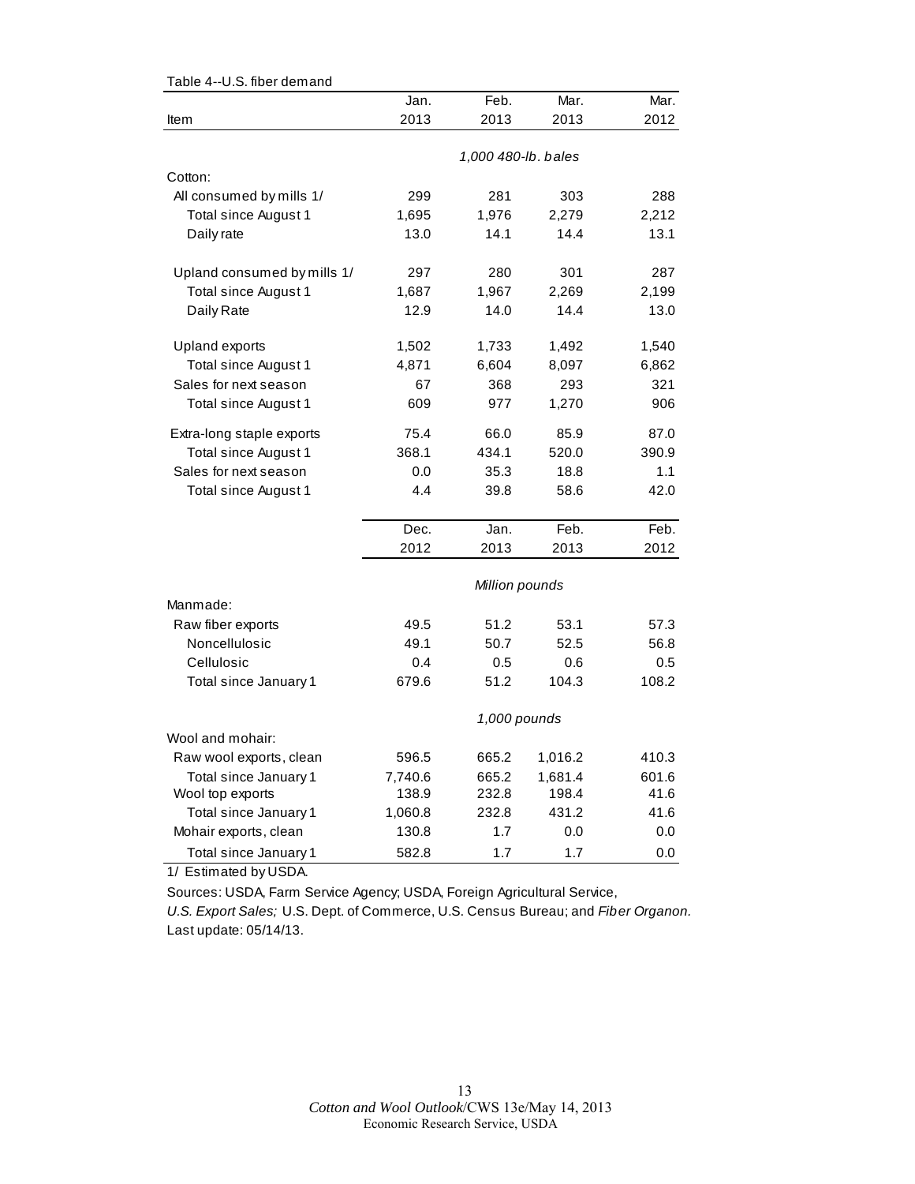Table 4--U.S. fiber demand

| Item | Jan. 2013 | Feb. 2013 | Mar. 2013 | Mar. 2012 |
|---|---|---|---|---|
| | *1,000 480-lb. bales* | | | |
| Cotton: | | | | |
| All consumed by mills 1/ | 299 | 281 | 303 | 288 |
| Total since August 1 | 1,695 | 1,976 | 2,279 | 2,212 |
| Daily rate | 13.0 | 14.1 | 14.4 | 13.1 |
| Upland consumed by mills 1/ | 297 | 280 | 301 | 287 |
| Total since August 1 | 1,687 | 1,967 | 2,269 | 2,199 |
| Daily Rate | 12.9 | 14.0 | 14.4 | 13.0 |
| Upland exports | 1,502 | 1,733 | 1,492 | 1,540 |
| Total since August 1 | 4,871 | 6,604 | 8,097 | 6,862 |
| Sales for next season | 67 | 368 | 293 | 321 |
| Total since August 1 | 609 | 977 | 1,270 | 906 |
| Extra-long staple exports | 75.4 | 66.0 | 85.9 | 87.0 |
| Total since August 1 | 368.1 | 434.1 | 520.0 | 390.9 |
| Sales for next season | 0.0 | 35.3 | 18.8 | 1.1 |
| Total since August 1 | 4.4 | 39.8 | 58.6 | 42.0 |
| | **Dec. 2012** | **Jan. 2013** | **Feb. 2013** | **Feb. 2012** |
| | *Million pounds* | | | |
| Manmade: | | | | |
| Raw fiber exports | 49.5 | 51.2 | 53.1 | 57.3 |
| Noncellulosic | 49.1 | 50.7 | 52.5 | 56.8 |
| Cellulosic | 0.4 | 0.5 | 0.6 | 0.5 |
| Total since January 1 | 679.6 | 51.2 | 104.3 | 108.2 |
| | *1,000 pounds* | | | |
| Wool and mohair: | | | | |
| Raw wool exports, clean | 596.5 | 665.2 | 1,016.2 | 410.3 |
| Total since January 1 | 7,740.6 | 665.2 | 1,681.4 | 601.6 |
| Wool top exports | 138.9 | 232.8 | 198.4 | 41.6 |
| Total since January 1 | 1,060.8 | 232.8 | 431.2 | 41.6 |
| Mohair exports, clean | 130.8 | 1.7 | 0.0 | 0.0 |
| Total since January 1 | 582.8 | 1.7 | 1.7 | 0.0 |

1/ Estimated by USDA.

Sources: USDA, Farm Service Agency; USDA, Foreign Agricultural Service, *U.S. Export Sales;* U.S. Dept. of Commerce, U.S. Census Bureau; and *Fiber Organon.*
Last update: 05/14/13.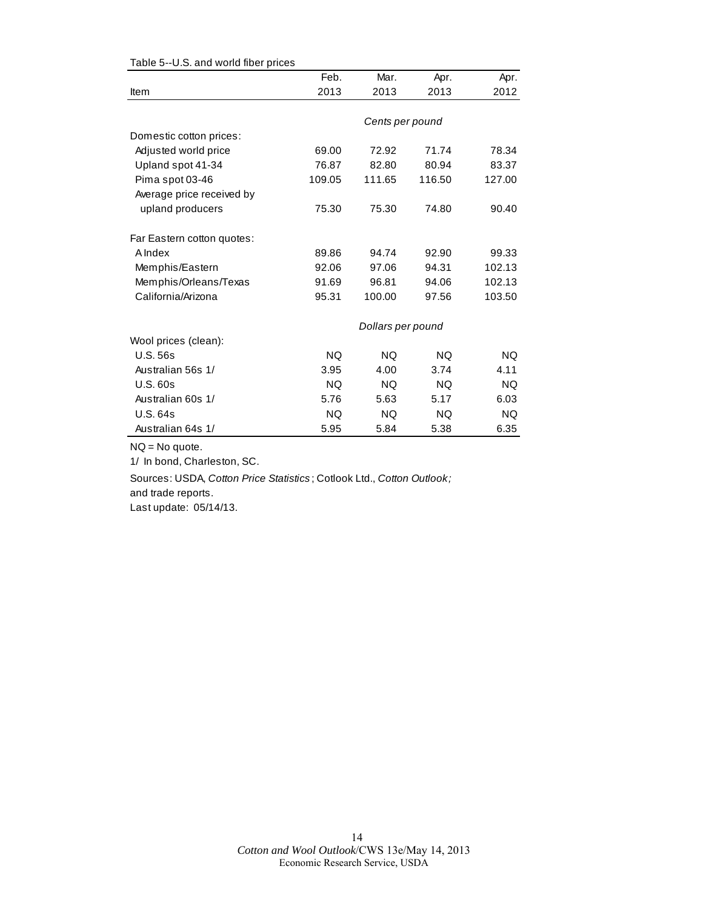Table 5--U.S. and world fiber prices

| Item | Feb. 2013 | Mar. 2013 | Apr. 2013 | Apr. 2012 |
|---|---|---|---|---|
| | *Cents per pound* | | | |
| Domestic cotton prices: | | | | |
| Adjusted world price | 69.00 | 72.92 | 71.74 | 78.34 |
| Upland spot 41-34 | 76.87 | 82.80 | 80.94 | 83.37 |
| Pima spot 03-46 | 109.05 | 111.65 | 116.50 | 127.00 |
| Average price received by upland producers | 75.30 | 75.30 | 74.80 | 90.40 |
| Far Eastern cotton quotes: | | | | |
| A Index | 89.86 | 94.74 | 92.90 | 99.33 |
| Memphis/Eastern | 92.06 | 97.06 | 94.31 | 102.13 |
| Memphis/Orleans/Texas | 91.69 | 96.81 | 94.06 | 102.13 |
| California/Arizona | 95.31 | 100.00 | 97.56 | 103.50 |
| | *Dollars per pound* | | | |
| Wool prices (clean): | | | | |
| U.S. 56s | NQ | NQ | NQ | NQ |
| Australian 56s 1/ | 3.95 | 4.00 | 3.74 | 4.11 |
| U.S. 60s | NQ | NQ | NQ | NQ |
| Australian 60s 1/ | 5.76 | 5.63 | 5.17 | 6.03 |
| U.S. 64s | NQ | NQ | NQ | NQ |
| Australian 64s 1/ | 5.95 | 5.84 | 5.38 | 6.35 |

NQ = No quote.

1/ In bond, Charleston, SC.

Sources: USDA, *Cotton Price Statistics*; Cotlook Ltd., *Cotton Outlook;* and trade reports.

Last update: 05/14/13.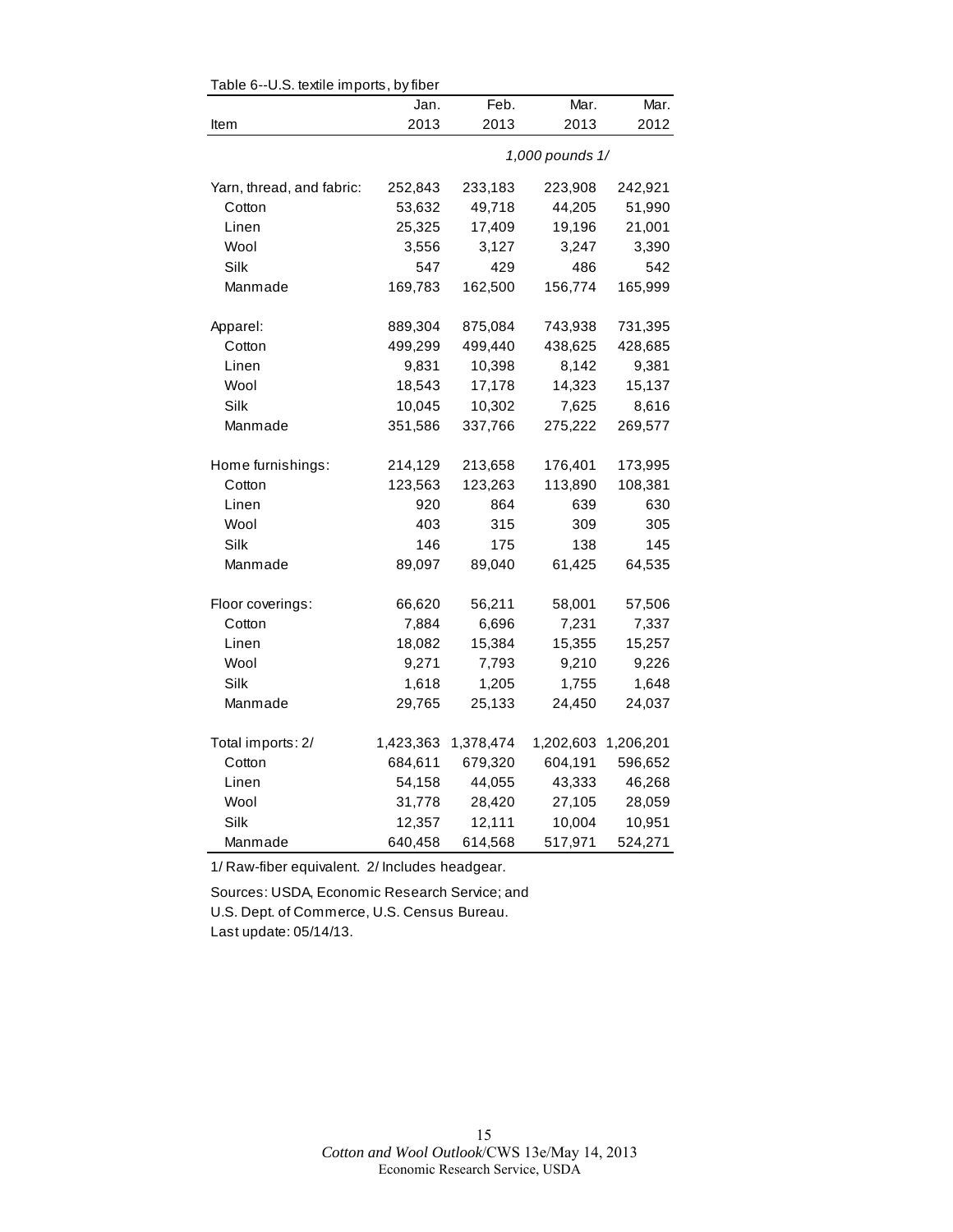Table 6--U.S. textile imports, by fiber

| Item | Jan. 2013 | Feb. 2013 | Mar. 2013 | Mar. 2012 |
|---|---|---|---|---|
| | | | *1,000 pounds 1/* | |
| Yarn, thread, and fabric: | 252,843 | 233,183 | 223,908 | 242,921 |
| Cotton | 53,632 | 49,718 | 44,205 | 51,990 |
| Linen | 25,325 | 17,409 | 19,196 | 21,001 |
| Wool | 3,556 | 3,127 | 3,247 | 3,390 |
| Silk | 547 | 429 | 486 | 542 |
| Manmade | 169,783 | 162,500 | 156,774 | 165,999 |
| Apparel: | 889,304 | 875,084 | 743,938 | 731,395 |
| Cotton | 499,299 | 499,440 | 438,625 | 428,685 |
| Linen | 9,831 | 10,398 | 8,142 | 9,381 |
| Wool | 18,543 | 17,178 | 14,323 | 15,137 |
| Silk | 10,045 | 10,302 | 7,625 | 8,616 |
| Manmade | 351,586 | 337,766 | 275,222 | 269,577 |
| Home furnishings: | 214,129 | 213,658 | 176,401 | 173,995 |
| Cotton | 123,563 | 123,263 | 113,890 | 108,381 |
| Linen | 920 | 864 | 639 | 630 |
| Wool | 403 | 315 | 309 | 305 |
| Silk | 146 | 175 | 138 | 145 |
| Manmade | 89,097 | 89,040 | 61,425 | 64,535 |
| Floor coverings: | 66,620 | 56,211 | 58,001 | 57,506 |
| Cotton | 7,884 | 6,696 | 7,231 | 7,337 |
| Linen | 18,082 | 15,384 | 15,355 | 15,257 |
| Wool | 9,271 | 7,793 | 9,210 | 9,226 |
| Silk | 1,618 | 1,205 | 1,755 | 1,648 |
| Manmade | 29,765 | 25,133 | 24,450 | 24,037 |
| Total imports: 2/ | 1,423,363 | 1,378,474 | 1,202,603 | 1,206,201 |
| Cotton | 684,611 | 679,320 | 604,191 | 596,652 |
| Linen | 54,158 | 44,055 | 43,333 | 46,268 |
| Wool | 31,778 | 28,420 | 27,105 | 28,059 |
| Silk | 12,357 | 12,111 | 10,004 | 10,951 |
| Manmade | 640,458 | 614,568 | 517,971 | 524,271 |

1/ Raw-fiber equivalent. 2/ Includes headgear.

Sources: USDA, Economic Research Service; and U.S. Dept. of Commerce, U.S. Census Bureau.

Last update: 05/14/13.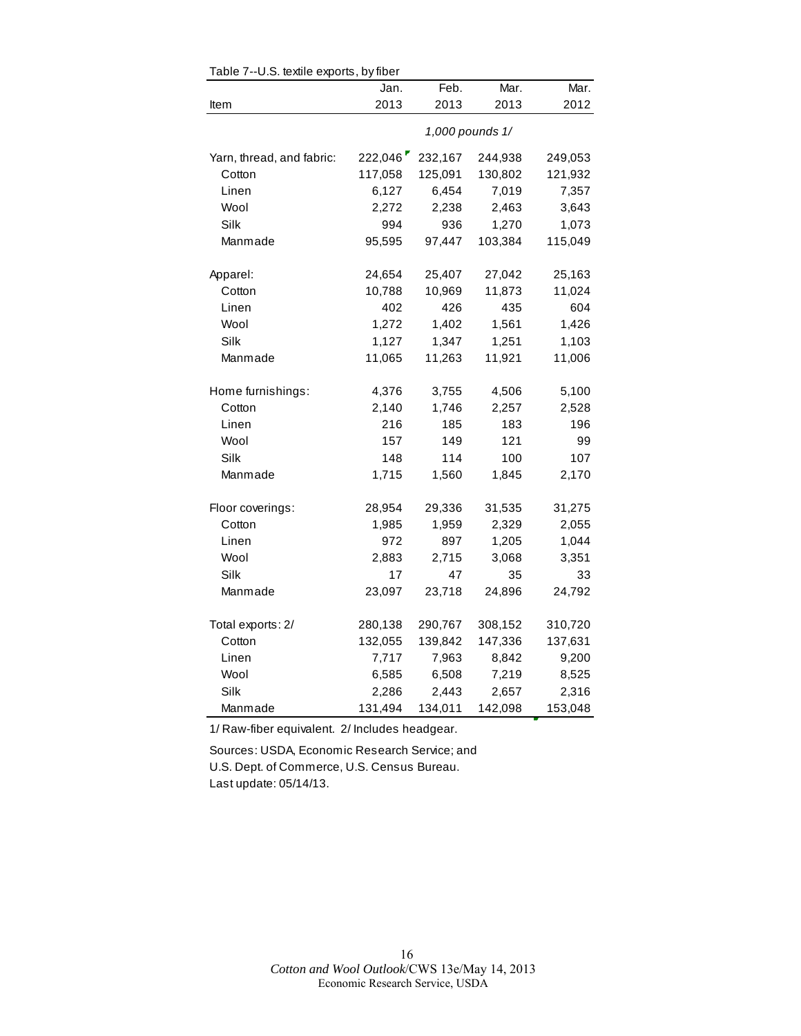Table 7--U.S. textile exports, by fiber

| Item | Jan. 2013 | Feb. 2013 | Mar. 2013 | Mar. 2012 |
|---|---|---|---|---|
| | | *1,000 pounds 1/* | | |
| Yarn, thread, and fabric: | 222,046 | 232,167 | 244,938 | 249,053 |
| Cotton | 117,058 | 125,091 | 130,802 | 121,932 |
| Linen | 6,127 | 6,454 | 7,019 | 7,357 |
| Wool | 2,272 | 2,238 | 2,463 | 3,643 |
| Silk | 994 | 936 | 1,270 | 1,073 |
| Manmade | 95,595 | 97,447 | 103,384 | 115,049 |
| Apparel: | 24,654 | 25,407 | 27,042 | 25,163 |
| Cotton | 10,788 | 10,969 | 11,873 | 11,024 |
| Linen | 402 | 426 | 435 | 604 |
| Wool | 1,272 | 1,402 | 1,561 | 1,426 |
| Silk | 1,127 | 1,347 | 1,251 | 1,103 |
| Manmade | 11,065 | 11,263 | 11,921 | 11,006 |
| Home furnishings: | 4,376 | 3,755 | 4,506 | 5,100 |
| Cotton | 2,140 | 1,746 | 2,257 | 2,528 |
| Linen | 216 | 185 | 183 | 196 |
| Wool | 157 | 149 | 121 | 99 |
| Silk | 148 | 114 | 100 | 107 |
| Manmade | 1,715 | 1,560 | 1,845 | 2,170 |
| Floor coverings: | 28,954 | 29,336 | 31,535 | 31,275 |
| Cotton | 1,985 | 1,959 | 2,329 | 2,055 |
| Linen | 972 | 897 | 1,205 | 1,044 |
| Wool | 2,883 | 2,715 | 3,068 | 3,351 |
| Silk | 17 | 47 | 35 | 33 |
| Manmade | 23,097 | 23,718 | 24,896 | 24,792 |
| Total exports: 2/ | 280,138 | 290,767 | 308,152 | 310,720 |
| Cotton | 132,055 | 139,842 | 147,336 | 137,631 |
| Linen | 7,717 | 7,963 | 8,842 | 9,200 |
| Wool | 6,585 | 6,508 | 7,219 | 8,525 |
| Silk | 2,286 | 2,443 | 2,657 | 2,316 |
| Manmade | 131,494 | 134,011 | 142,098 | 153,048 |

1/ Raw-fiber equivalent. 2/ Includes headgear.

Sources: USDA, Economic Research Service; and U.S. Dept. of Commerce, U.S. Census Bureau.
Last update: 05/14/13.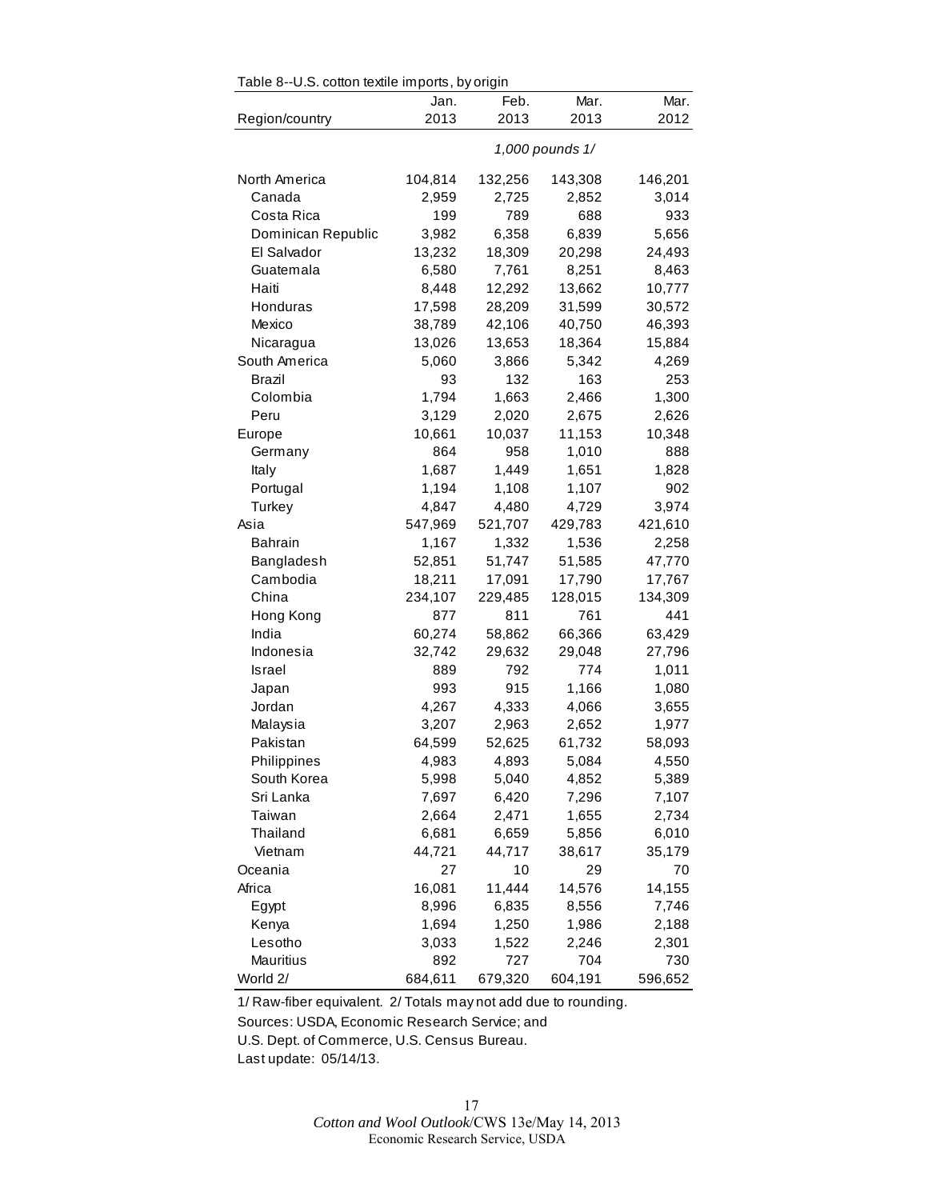Table 8--U.S. cotton textile imports, by origin

| Region/country | Jan. 2013 | Feb. 2013 | Mar. 2013 | Mar. 2012 |
|---|---|---|---|---|
| | 1,000 pounds 1/ | | | |
| North America | 104,814 | 132,256 | 143,308 | 146,201 |
| Canada | 2,959 | 2,725 | 2,852 | 3,014 |
| Costa Rica | 199 | 789 | 688 | 933 |
| Dominican Republic | 3,982 | 6,358 | 6,839 | 5,656 |
| El Salvador | 13,232 | 18,309 | 20,298 | 24,493 |
| Guatemala | 6,580 | 7,761 | 8,251 | 8,463 |
| Haiti | 8,448 | 12,292 | 13,662 | 10,777 |
| Honduras | 17,598 | 28,209 | 31,599 | 30,572 |
| Mexico | 38,789 | 42,106 | 40,750 | 46,393 |
| Nicaragua | 13,026 | 13,653 | 18,364 | 15,884 |
| South America | 5,060 | 3,866 | 5,342 | 4,269 |
| Brazil | 93 | 132 | 163 | 253 |
| Colombia | 1,794 | 1,663 | 2,466 | 1,300 |
| Peru | 3,129 | 2,020 | 2,675 | 2,626 |
| Europe | 10,661 | 10,037 | 11,153 | 10,348 |
| Germany | 864 | 958 | 1,010 | 888 |
| Italy | 1,687 | 1,449 | 1,651 | 1,828 |
| Portugal | 1,194 | 1,108 | 1,107 | 902 |
| Turkey | 4,847 | 4,480 | 4,729 | 3,974 |
| Asia | 547,969 | 521,707 | 429,783 | 421,610 |
| Bahrain | 1,167 | 1,332 | 1,536 | 2,258 |
| Bangladesh | 52,851 | 51,747 | 51,585 | 47,770 |
| Cambodia | 18,211 | 17,091 | 17,790 | 17,767 |
| China | 234,107 | 229,485 | 128,015 | 134,309 |
| Hong Kong | 877 | 811 | 761 | 441 |
| India | 60,274 | 58,862 | 66,366 | 63,429 |
| Indonesia | 32,742 | 29,632 | 29,048 | 27,796 |
| Israel | 889 | 792 | 774 | 1,011 |
| Japan | 993 | 915 | 1,166 | 1,080 |
| Jordan | 4,267 | 4,333 | 4,066 | 3,655 |
| Malaysia | 3,207 | 2,963 | 2,652 | 1,977 |
| Pakistan | 64,599 | 52,625 | 61,732 | 58,093 |
| Philippines | 4,983 | 4,893 | 5,084 | 4,550 |
| South Korea | 5,998 | 5,040 | 4,852 | 5,389 |
| Sri Lanka | 7,697 | 6,420 | 7,296 | 7,107 |
| Taiwan | 2,664 | 2,471 | 1,655 | 2,734 |
| Thailand | 6,681 | 6,659 | 5,856 | 6,010 |
| Vietnam | 44,721 | 44,717 | 38,617 | 35,179 |
| Oceania | 27 | 10 | 29 | 70 |
| Africa | 16,081 | 11,444 | 14,576 | 14,155 |
| Egypt | 8,996 | 6,835 | 8,556 | 7,746 |
| Kenya | 1,694 | 1,250 | 1,986 | 2,188 |
| Lesotho | 3,033 | 1,522 | 2,246 | 2,301 |
| Mauritius | 892 | 727 | 704 | 730 |
| World 2/ | 684,611 | 679,320 | 604,191 | 596,652 |

1/ Raw-fiber equivalent. 2/ Totals may not add due to rounding.

Sources: USDA, Economic Research Service; and U.S. Dept. of Commerce, U.S. Census Bureau.

Last update: 05/14/13.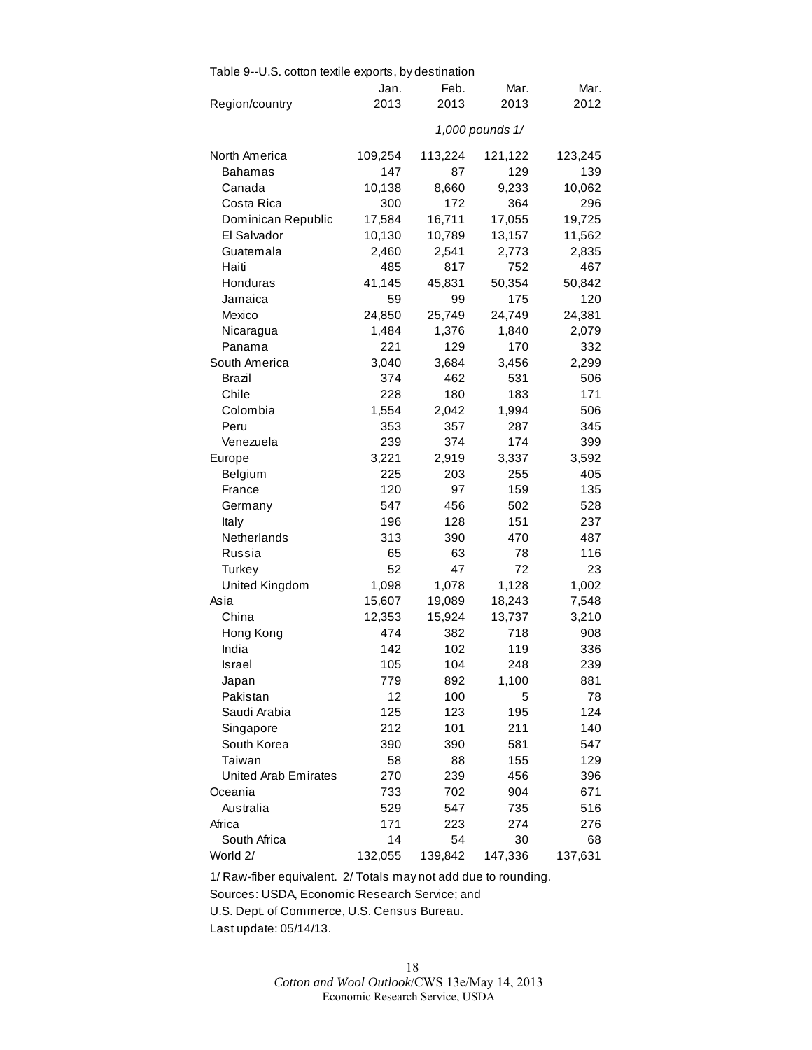Table 9--U.S. cotton textile exports, by destination

| Region/country | Jan. 2013 | Feb. 2013 | Mar. 2013 | Mar. 2012 |
|---|---|---|---|---|
| | *1,000 pounds 1/* | | | |
| North America | 109,254 | 113,224 | 121,122 | 123,245 |
| Bahamas | 147 | 87 | 129 | 139 |
| Canada | 10,138 | 8,660 | 9,233 | 10,062 |
| Costa Rica | 300 | 172 | 364 | 296 |
| Dominican Republic | 17,584 | 16,711 | 17,055 | 19,725 |
| El Salvador | 10,130 | 10,789 | 13,157 | 11,562 |
| Guatemala | 2,460 | 2,541 | 2,773 | 2,835 |
| Haiti | 485 | 817 | 752 | 467 |
| Honduras | 41,145 | 45,831 | 50,354 | 50,842 |
| Jamaica | 59 | 99 | 175 | 120 |
| Mexico | 24,850 | 25,749 | 24,749 | 24,381 |
| Nicaragua | 1,484 | 1,376 | 1,840 | 2,079 |
| Panama | 221 | 129 | 170 | 332 |
| South America | 3,040 | 3,684 | 3,456 | 2,299 |
| Brazil | 374 | 462 | 531 | 506 |
| Chile | 228 | 180 | 183 | 171 |
| Colombia | 1,554 | 2,042 | 1,994 | 506 |
| Peru | 353 | 357 | 287 | 345 |
| Venezuela | 239 | 374 | 174 | 399 |
| Europe | 3,221 | 2,919 | 3,337 | 3,592 |
| Belgium | 225 | 203 | 255 | 405 |
| France | 120 | 97 | 159 | 135 |
| Germany | 547 | 456 | 502 | 528 |
| Italy | 196 | 128 | 151 | 237 |
| Netherlands | 313 | 390 | 470 | 487 |
| Russia | 65 | 63 | 78 | 116 |
| Turkey | 52 | 47 | 72 | 23 |
| United Kingdom | 1,098 | 1,078 | 1,128 | 1,002 |
| Asia | 15,607 | 19,089 | 18,243 | 7,548 |
| China | 12,353 | 15,924 | 13,737 | 3,210 |
| Hong Kong | 474 | 382 | 718 | 908 |
| India | 142 | 102 | 119 | 336 |
| Israel | 105 | 104 | 248 | 239 |
| Japan | 779 | 892 | 1,100 | 881 |
| Pakistan | 12 | 100 | 5 | 78 |
| Saudi Arabia | 125 | 123 | 195 | 124 |
| Singapore | 212 | 101 | 211 | 140 |
| South Korea | 390 | 390 | 581 | 547 |
| Taiwan | 58 | 88 | 155 | 129 |
| United Arab Emirates | 270 | 239 | 456 | 396 |
| Oceania | 733 | 702 | 904 | 671 |
| Australia | 529 | 547 | 735 | 516 |
| Africa | 171 | 223 | 274 | 276 |
| South Africa | 14 | 54 | 30 | 68 |
| World 2/ | 132,055 | 139,842 | 147,336 | 137,631 |

1/ Raw-fiber equivalent. 2/ Totals may not add due to rounding.

Sources: USDA, Economic Research Service; and

U.S. Dept. of Commerce, U.S. Census Bureau.

Last update: 05/14/13.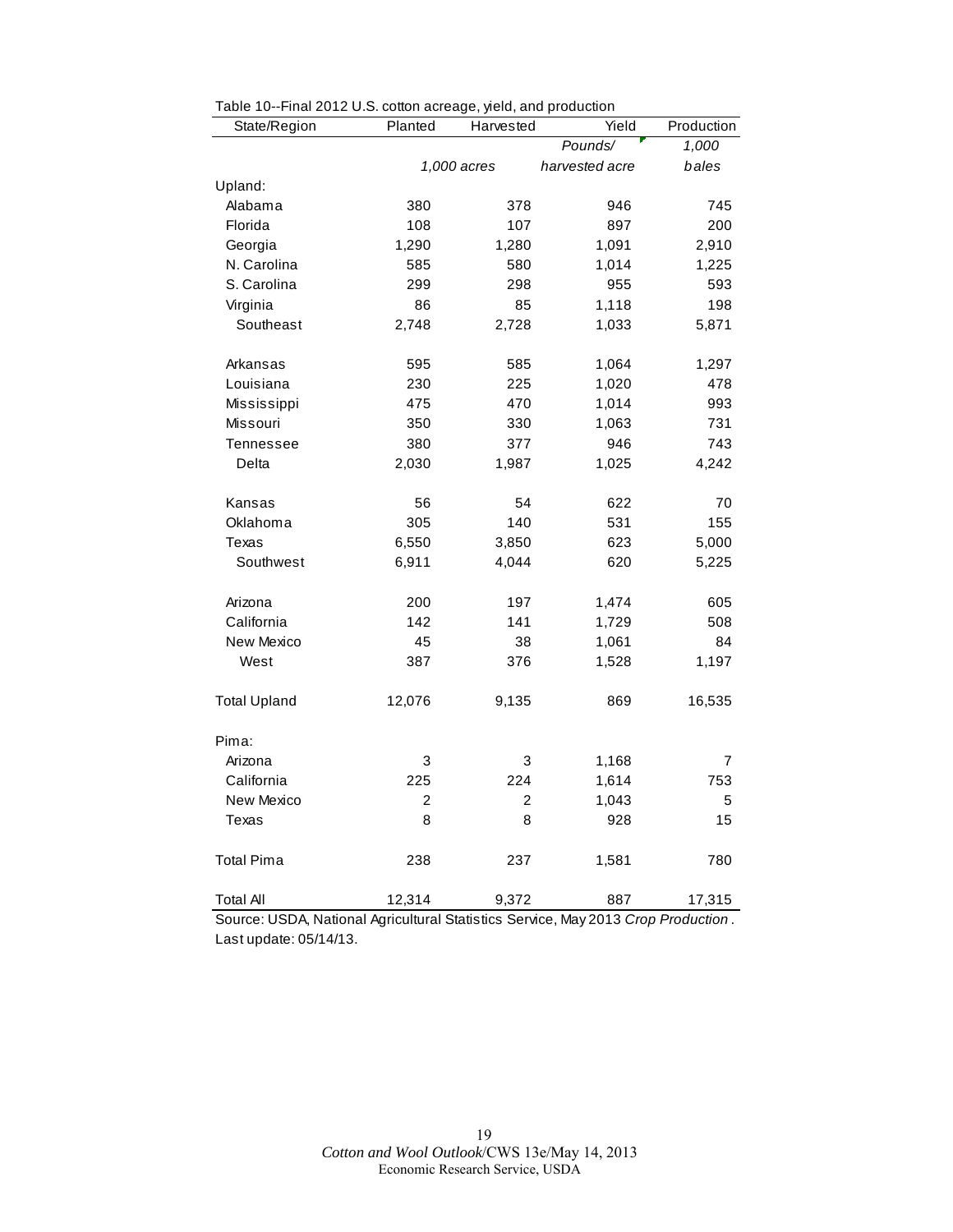Table 10--Final 2012 U.S. cotton acreage, yield, and production

| State/Region | Planted | Harvested | Yield | Production |
|---|---|---|---|---|
| | | | *Pounds/* | *1,000* |
| | *1,000 acres* | | *harvested acre* | *bales* |
| Upland: | | | | |
| Alabama | 380 | 378 | 946 | 745 |
| Florida | 108 | 107 | 897 | 200 |
| Georgia | 1,290 | 1,280 | 1,091 | 2,910 |
| N. Carolina | 585 | 580 | 1,014 | 1,225 |
| S. Carolina | 299 | 298 | 955 | 593 |
| Virginia | 86 | 85 | 1,118 | 198 |
| Southeast | 2,748 | 2,728 | 1,033 | 5,871 |
| | | | | |
| Arkansas | 595 | 585 | 1,064 | 1,297 |
| Louisiana | 230 | 225 | 1,020 | 478 |
| Mississippi | 475 | 470 | 1,014 | 993 |
| Missouri | 350 | 330 | 1,063 | 731 |
| Tennessee | 380 | 377 | 946 | 743 |
| Delta | 2,030 | 1,987 | 1,025 | 4,242 |
| | | | | |
| Kansas | 56 | 54 | 622 | 70 |
| Oklahoma | 305 | 140 | 531 | 155 |
| Texas | 6,550 | 3,850 | 623 | 5,000 |
| Southwest | 6,911 | 4,044 | 620 | 5,225 |
| | | | | |
| Arizona | 200 | 197 | 1,474 | 605 |
| California | 142 | 141 | 1,729 | 508 |
| New Mexico | 45 | 38 | 1,061 | 84 |
| West | 387 | 376 | 1,528 | 1,197 |
| | | | | |
| Total Upland | 12,076 | 9,135 | 869 | 16,535 |
| | | | | |
| Pima: | | | | |
| Arizona | 3 | 3 | 1,168 | 7 |
| California | 225 | 224 | 1,614 | 753 |
| New Mexico | 2 | 2 | 1,043 | 5 |
| Texas | 8 | 8 | 928 | 15 |
| | | | | |
| Total Pima | 238 | 237 | 1,581 | 780 |
| | | | | |
| Total All | 12,314 | 9,372 | 887 | 17,315 |

Source: USDA, National Agricultural Statistics Service, May 2013 *Crop Production*.
Last update: 05/14/13.